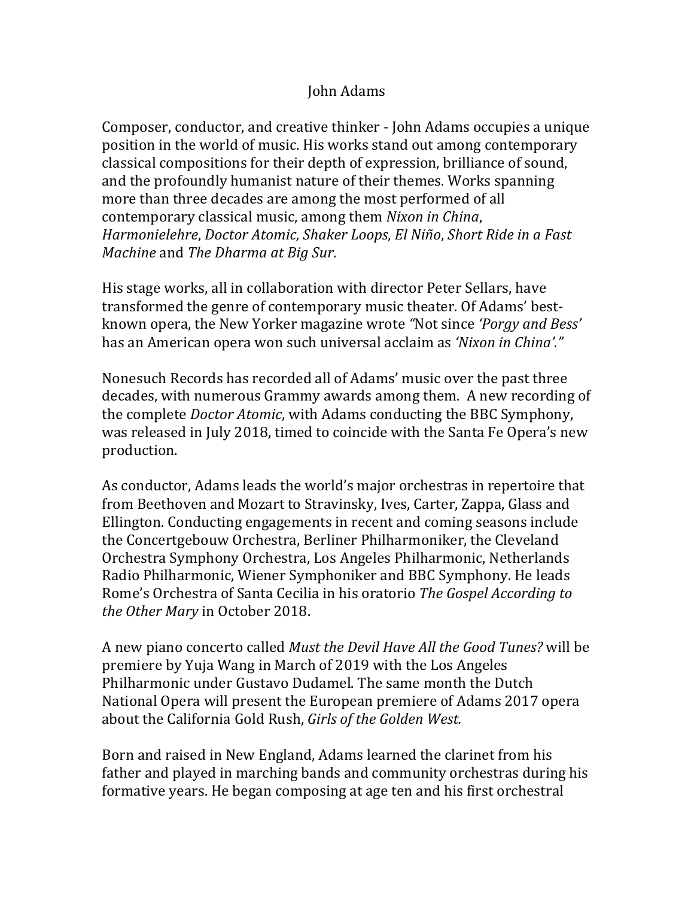# John Adams

Composer, conductor, and creative thinker - John Adams occupies a unique position in the world of music. His works stand out among contemporary classical compositions for their depth of expression, brilliance of sound, and the profoundly humanist nature of their themes. Works spanning more than three decades are among the most performed of all contemporary classical music, among them *Nixon in China*, *Harmonielehre*, *Doctor Atomic, Shaker Loops*, *El Niño*, *Short Ride in a Fast Machine* and *The Dharma at Big Sur*.

His stage works, all in collaboration with director Peter Sellars, have transformed the genre of contemporary music theater. Of Adams' best-known opera, the New Yorker magazine wrote *"*Not since *'Porgy and Bess'* has an American opera won such universal acclaim as *'Nixon in China'."*

Nonesuch Records has recorded all of Adams' music over the past three decades, with numerous Grammy awards among them. A new recording of the complete *Doctor Atomic*, with Adams conducting the BBC Symphony, was released in July 2018, timed to coincide with the Santa Fe Opera's new production.

As conductor, Adams leads the world's major orchestras in repertoire that from Beethoven and Mozart to Stravinsky, Ives, Carter, Zappa, Glass and Ellington. Conducting engagements in recent and coming seasons include the Concertgebouw Orchestra, Berliner Philharmoniker, the Cleveland Orchestra Symphony Orchestra, Los Angeles Philharmonic, Netherlands Radio Philharmonic, Wiener Symphoniker and BBC Symphony. He leads Rome's Orchestra of Santa Cecilia in his oratorio *The Gospel According to the Other Mary* in October 2018.

A new piano concerto called *Must the Devil Have All the Good Tunes?* will be premiere by Yuja Wang in March of 2019 with the Los Angeles Philharmonic under Gustavo Dudamel. The same month the Dutch National Opera will present the European premiere of Adams 2017 opera about the California Gold Rush, *Girls of the Golden West.*

Born and raised in New England, Adams learned the clarinet from his father and played in marching bands and community orchestras during his formative years. He began composing at age ten and his first orchestral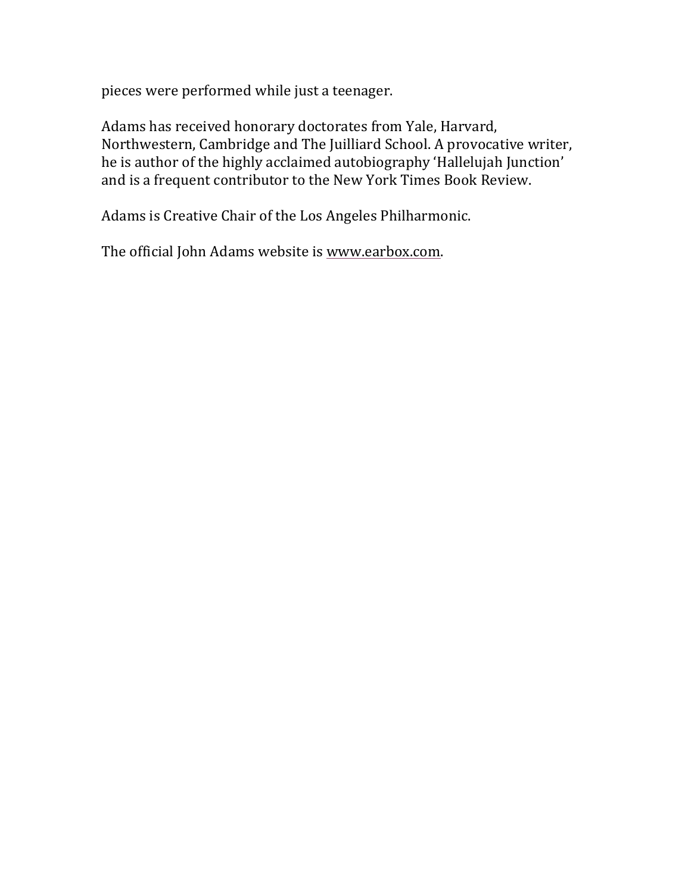pieces were performed while just a teenager.

Adams has received honorary doctorates from Yale, Harvard, Northwestern, Cambridge and The Juilliard School. A provocative writer, he is author of the highly acclaimed autobiography 'Hallelujah Junction' and is a frequent contributor to the New York Times Book Review.

Adams is Creative Chair of the Los Angeles Philharmonic.

The official John Adams website is www.earbox.com.